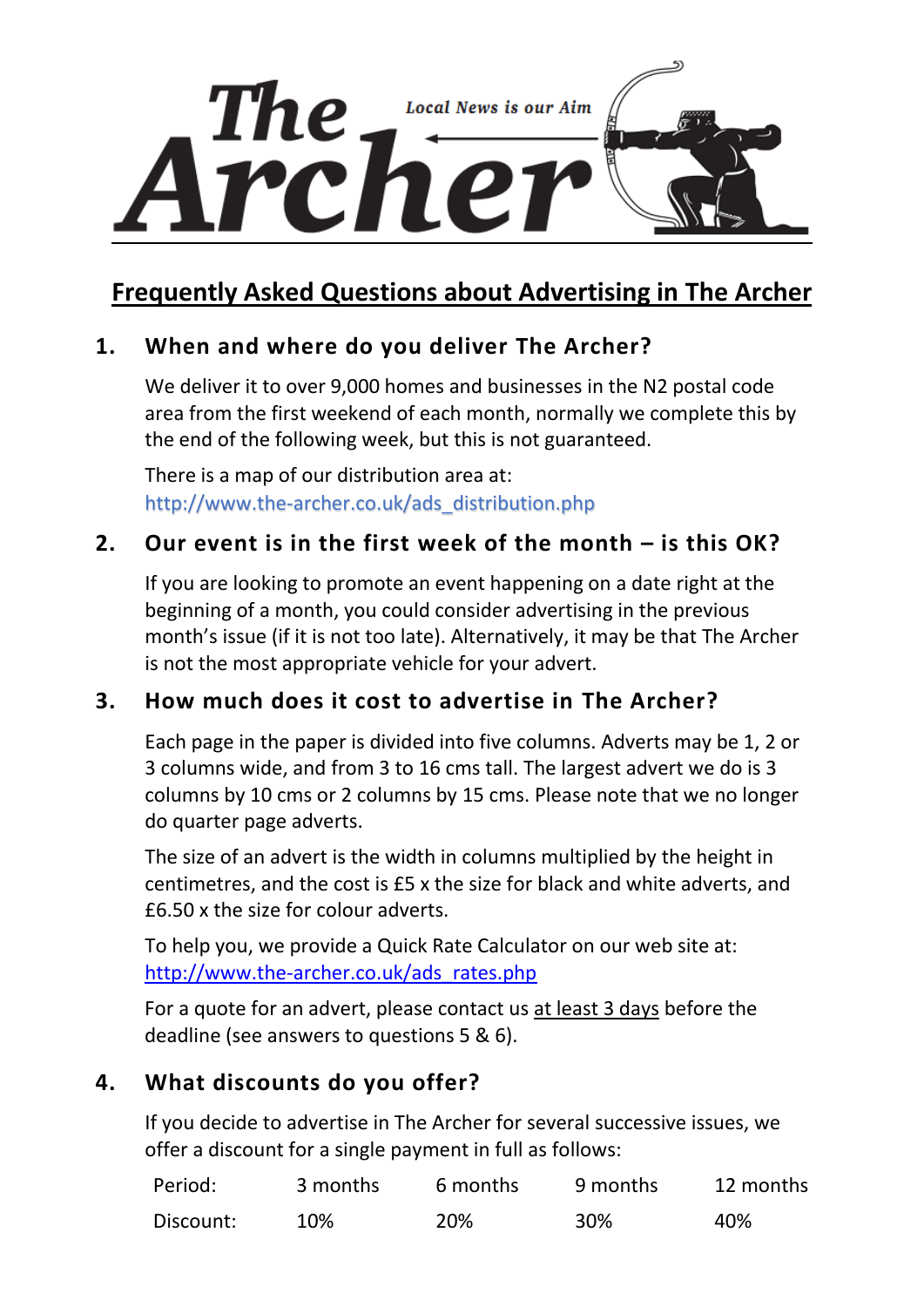# The Archer

*Local News is our Aim*

## Frequently Asked Questions about Advertising in The Archer

### 1. When and where do you deliver The Archer?

We deliver it to over 9,000 homes and businesses in the N2 postal code area from the first weekend of each month, normally we complete this by the end of the following week, but this is not guaranteed.

There is a map of our distribution area at: http://www.the-archer.co.uk/ads_distribution.php

### 2. Our event is in the first week of the month – is this OK?

If you are looking to promote an event happening on a date right at the beginning of a month, you could consider advertising in the previous month's issue (if it is not too late). Alternatively, it may be that The Archer is not the most appropriate vehicle for your advert.

### 3. How much does it cost to advertise in The Archer?

Each page in the paper is divided into five columns. Adverts may be 1, 2 or 3 columns wide, and from 3 to 16 cms tall. The largest advert we do is 3 columns by 10 cms or 2 columns by 15 cms. Please note that we no longer do quarter page adverts.

The size of an advert is the width in columns multiplied by the height in centimetres, and the cost is £5 x the size for black and white adverts, and £6.50 x the size for colour adverts.

To help you, we provide a Quick Rate Calculator on our web site at: http://www.the-archer.co.uk/ads_rates.php

For a quote for an advert, please contact us <u>at least 3 days</u> before the deadline (see answers to questions 5 & 6).

### 4. What discounts do you offer?

If you decide to advertise in The Archer for several successive issues, we offer a discount for a single payment in full as follows:

| Period: | 3 months | 6 months | 9 months | 12 months |
|---|---|---|---|---|
| Discount: | 10% | 20% | 30% | 40% |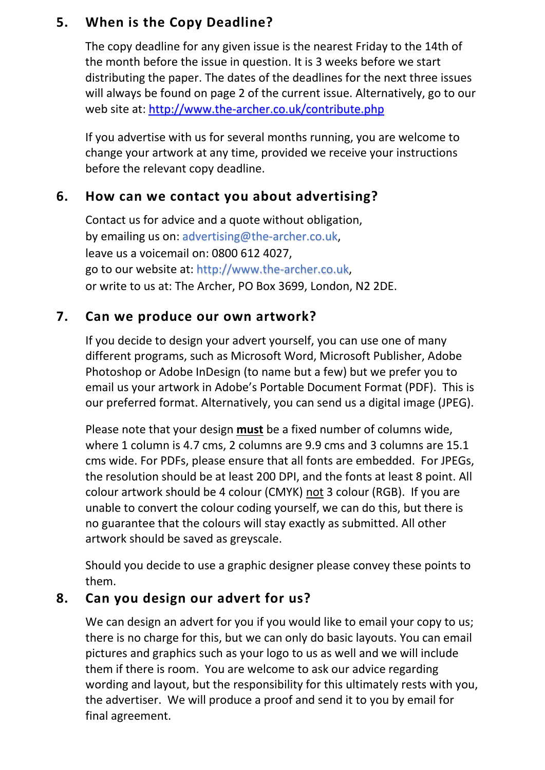## 5. When is the Copy Deadline?

The copy deadline for any given issue is the nearest Friday to the 14th of the month before the issue in question. It is 3 weeks before we start distributing the paper. The dates of the deadlines for the next three issues will always be found on page 2 of the current issue. Alternatively, go to our web site at: http://www.the-archer.co.uk/contribute.php

If you advertise with us for several months running, you are welcome to change your artwork at any time, provided we receive your instructions before the relevant copy deadline.

## 6. How can we contact you about advertising?

Contact us for advice and a quote without obligation,
by emailing us on: advertising@the-archer.co.uk,
leave us a voicemail on: 0800 612 4027,
go to our website at: http://www.the-archer.co.uk,
or write to us at: The Archer, PO Box 3699, London, N2 2DE.

## 7. Can we produce our own artwork?

If you decide to design your advert yourself, you can use one of many different programs, such as Microsoft Word, Microsoft Publisher, Adobe Photoshop or Adobe InDesign (to name but a few) but we prefer you to email us your artwork in Adobe's Portable Document Format (PDF). This is our preferred format. Alternatively, you can send us a digital image (JPEG).

Please note that your design <u>**must**</u> be a fixed number of columns wide, where 1 column is 4.7 cms, 2 columns are 9.9 cms and 3 columns are 15.1 cms wide. For PDFs, please ensure that all fonts are embedded. For JPEGs, the resolution should be at least 200 DPI, and the fonts at least 8 point. All colour artwork should be 4 colour (CMYK) <u>not</u> 3 colour (RGB). If you are unable to convert the colour coding yourself, we can do this, but there is no guarantee that the colours will stay exactly as submitted. All other artwork should be saved as greyscale.

Should you decide to use a graphic designer please convey these points to them.

## 8. Can you design our advert for us?

We can design an advert for you if you would like to email your copy to us; there is no charge for this, but we can only do basic layouts. You can email pictures and graphics such as your logo to us as well and we will include them if there is room. You are welcome to ask our advice regarding wording and layout, but the responsibility for this ultimately rests with you, the advertiser. We will produce a proof and send it to you by email for final agreement.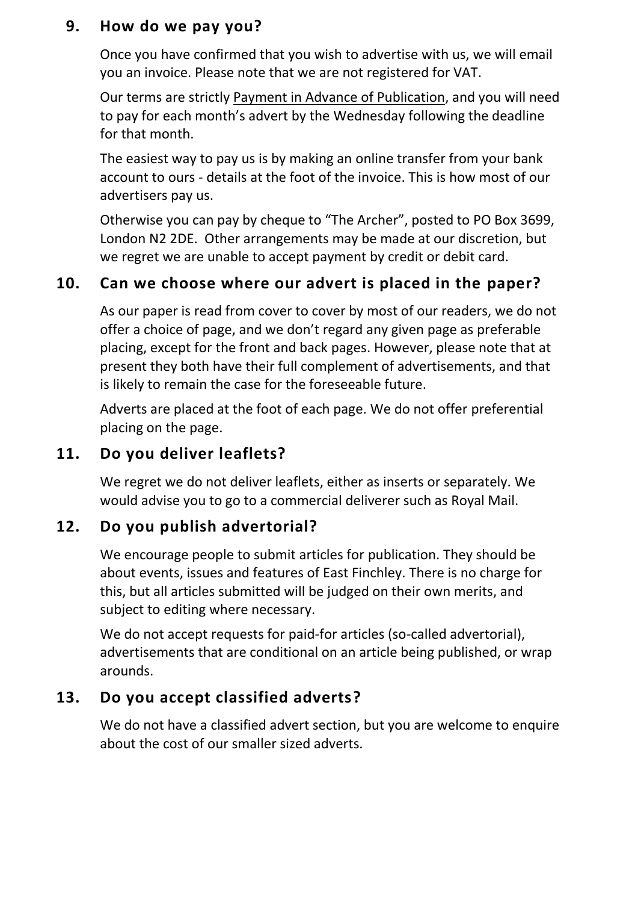## 9. How do we pay you?

Once you have confirmed that you wish to advertise with us, we will email you an invoice. Please note that we are not registered for VAT.

Our terms are strictly Payment in Advance of Publication, and you will need to pay for each month's advert by the Wednesday following the deadline for that month.

The easiest way to pay us is by making an online transfer from your bank account to ours - details at the foot of the invoice. This is how most of our advertisers pay us.

Otherwise you can pay by cheque to "The Archer", posted to PO Box 3699, London N2 2DE. Other arrangements may be made at our discretion, but we regret we are unable to accept payment by credit or debit card.

## 10. Can we choose where our advert is placed in the paper?

As our paper is read from cover to cover by most of our readers, we do not offer a choice of page, and we don't regard any given page as preferable placing, except for the front and back pages. However, please note that at present they both have their full complement of advertisements, and that is likely to remain the case for the foreseeable future.

Adverts are placed at the foot of each page. We do not offer preferential placing on the page.

## 11. Do you deliver leaflets?

We regret we do not deliver leaflets, either as inserts or separately. We would advise you to go to a commercial deliverer such as Royal Mail.

## 12. Do you publish advertorial?

We encourage people to submit articles for publication. They should be about events, issues and features of East Finchley. There is no charge for this, but all articles submitted will be judged on their own merits, and subject to editing where necessary.

We do not accept requests for paid-for articles (so-called advertorial), advertisements that are conditional on an article being published, or wrap arounds.

## 13. Do you accept classified adverts?

We do not have a classified advert section, but you are welcome to enquire about the cost of our smaller sized adverts.